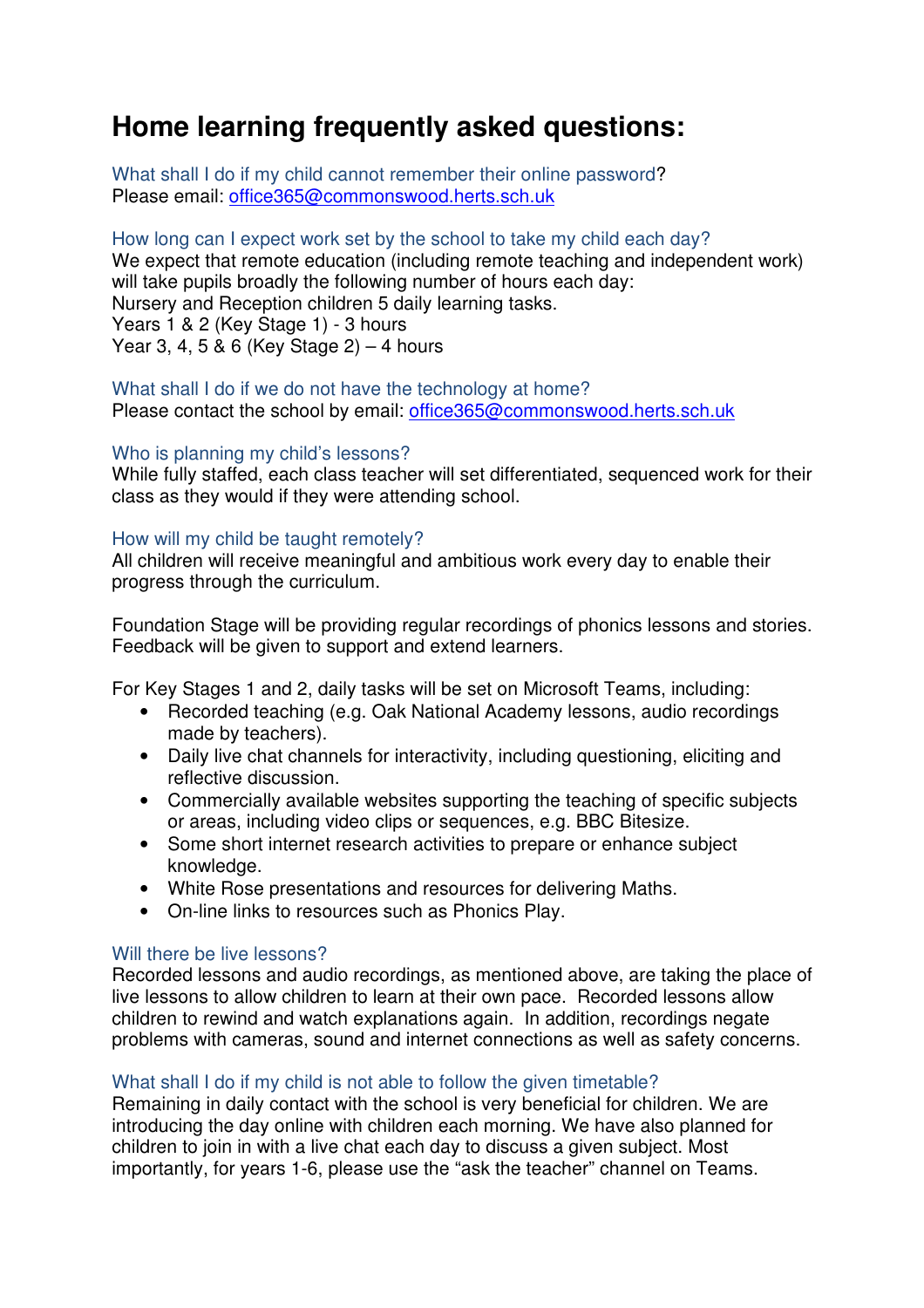# Home learning frequently asked questions:

### What shall I do if my child cannot remember their online password?

Please email: office365@commonswood.herts.sch.uk

### How long can I expect work set by the school to take my child each day?

We expect that remote education (including remote teaching and independent work) will take pupils broadly the following number of hours each day:
Nursery and Reception children 5 daily learning tasks.
Years 1 & 2 (Key Stage 1) - 3 hours
Year 3, 4, 5 & 6 (Key Stage 2) – 4 hours

### What shall I do if we do not have the technology at home?

Please contact the school by email: office365@commonswood.herts.sch.uk

### Who is planning my child's lessons?

While fully staffed, each class teacher will set differentiated, sequenced work for their class as they would if they were attending school.

### How will my child be taught remotely?

All children will receive meaningful and ambitious work every day to enable their progress through the curriculum.

Foundation Stage will be providing regular recordings of phonics lessons and stories. Feedback will be given to support and extend learners.

For Key Stages 1 and 2, daily tasks will be set on Microsoft Teams, including:

- Recorded teaching (e.g. Oak National Academy lessons, audio recordings made by teachers).
- Daily live chat channels for interactivity, including questioning, eliciting and reflective discussion.
- Commercially available websites supporting the teaching of specific subjects or areas, including video clips or sequences, e.g. BBC Bitesize.
- Some short internet research activities to prepare or enhance subject knowledge.
- White Rose presentations and resources for delivering Maths.
- On-line links to resources such as Phonics Play.

### Will there be live lessons?

Recorded lessons and audio recordings, as mentioned above, are taking the place of live lessons to allow children to learn at their own pace. Recorded lessons allow children to rewind and watch explanations again. In addition, recordings negate problems with cameras, sound and internet connections as well as safety concerns.

### What shall I do if my child is not able to follow the given timetable?

Remaining in daily contact with the school is very beneficial for children. We are introducing the day online with children each morning. We have also planned for children to join in with a live chat each day to discuss a given subject. Most importantly, for years 1-6, please use the "ask the teacher" channel on Teams.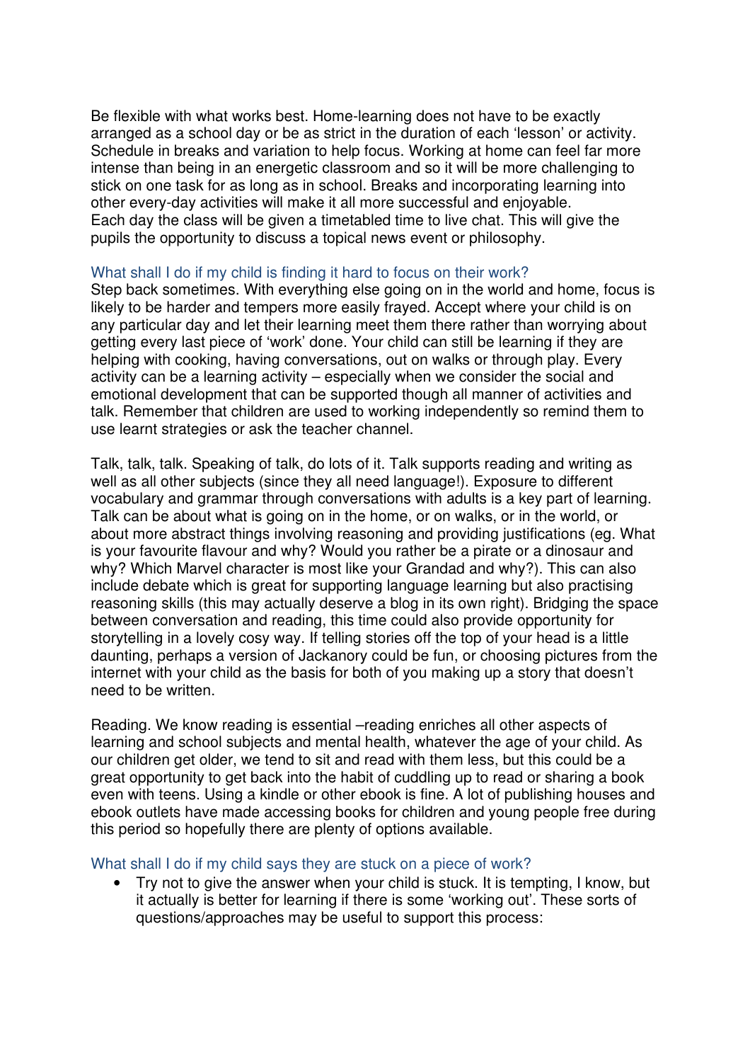Be flexible with what works best. Home-learning does not have to be exactly arranged as a school day or be as strict in the duration of each 'lesson' or activity. Schedule in breaks and variation to help focus. Working at home can feel far more intense than being in an energetic classroom and so it will be more challenging to stick on one task for as long as in school. Breaks and incorporating learning into other every-day activities will make it all more successful and enjoyable.
Each day the class will be given a timetabled time to live chat. This will give the pupils the opportunity to discuss a topical news event or philosophy.

### What shall I do if my child is finding it hard to focus on their work?

Step back sometimes. With everything else going on in the world and home, focus is likely to be harder and tempers more easily frayed. Accept where your child is on any particular day and let their learning meet them there rather than worrying about getting every last piece of 'work' done. Your child can still be learning if they are helping with cooking, having conversations, out on walks or through play. Every activity can be a learning activity – especially when we consider the social and emotional development that can be supported though all manner of activities and talk. Remember that children are used to working independently so remind them to use learnt strategies or ask the teacher channel.

Talk, talk, talk. Speaking of talk, do lots of it. Talk supports reading and writing as well as all other subjects (since they all need language!). Exposure to different vocabulary and grammar through conversations with adults is a key part of learning. Talk can be about what is going on in the home, or on walks, or in the world, or about more abstract things involving reasoning and providing justifications (eg. What is your favourite flavour and why? Would you rather be a pirate or a dinosaur and why? Which Marvel character is most like your Grandad and why?). This can also include debate which is great for supporting language learning but also practising reasoning skills (this may actually deserve a blog in its own right). Bridging the space between conversation and reading, this time could also provide opportunity for storytelling in a lovely cosy way. If telling stories off the top of your head is a little daunting, perhaps a version of Jackanory could be fun, or choosing pictures from the internet with your child as the basis for both of you making up a story that doesn't need to be written.

Reading. We know reading is essential –reading enriches all other aspects of learning and school subjects and mental health, whatever the age of your child. As our children get older, we tend to sit and read with them less, but this could be a great opportunity to get back into the habit of cuddling up to read or sharing a book even with teens. Using a kindle or other ebook is fine. A lot of publishing houses and ebook outlets have made accessing books for children and young people free during this period so hopefully there are plenty of options available.

### What shall I do if my child says they are stuck on a piece of work?

- Try not to give the answer when your child is stuck. It is tempting, I know, but it actually is better for learning if there is some 'working out'. These sorts of questions/approaches may be useful to support this process: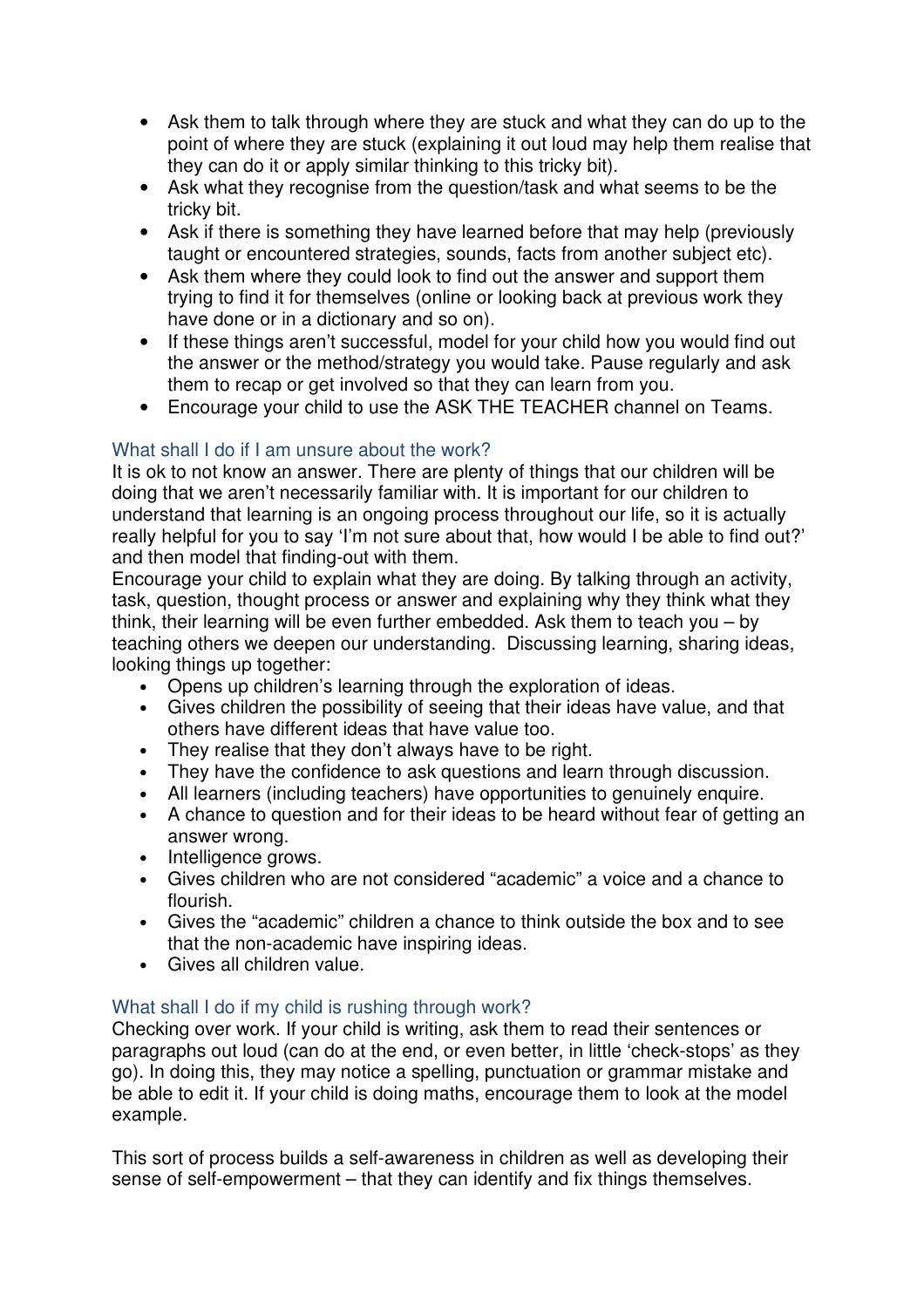- Ask them to talk through where they are stuck and what they can do up to the point of where they are stuck (explaining it out loud may help them realise that they can do it or apply similar thinking to this tricky bit).
- Ask what they recognise from the question/task and what seems to be the tricky bit.
- Ask if there is something they have learned before that may help (previously taught or encountered strategies, sounds, facts from another subject etc).
- Ask them where they could look to find out the answer and support them trying to find it for themselves (online or looking back at previous work they have done or in a dictionary and so on).
- If these things aren't successful, model for your child how you would find out the answer or the method/strategy you would take. Pause regularly and ask them to recap or get involved so that they can learn from you.
- Encourage your child to use the ASK THE TEACHER channel on Teams.

### What shall I do if I am unsure about the work?

It is ok to not know an answer. There are plenty of things that our children will be doing that we aren't necessarily familiar with. It is important for our children to understand that learning is an ongoing process throughout our life, so it is actually really helpful for you to say 'I'm not sure about that, how would I be able to find out?' and then model that finding-out with them.

Encourage your child to explain what they are doing. By talking through an activity, task, question, thought process or answer and explaining why they think what they think, their learning will be even further embedded. Ask them to teach you – by teaching others we deepen our understanding. Discussing learning, sharing ideas, looking things up together:

- Opens up children's learning through the exploration of ideas.
- Gives children the possibility of seeing that their ideas have value, and that others have different ideas that have value too.
- They realise that they don't always have to be right.
- They have the confidence to ask questions and learn through discussion.
- All learners (including teachers) have opportunities to genuinely enquire.
- A chance to question and for their ideas to be heard without fear of getting an answer wrong.
- Intelligence grows.
- Gives children who are not considered "academic" a voice and a chance to flourish.
- Gives the "academic" children a chance to think outside the box and to see that the non-academic have inspiring ideas.
- Gives all children value.

### What shall I do if my child is rushing through work?

Checking over work. If your child is writing, ask them to read their sentences or paragraphs out loud (can do at the end, or even better, in little 'check-stops' as they go). In doing this, they may notice a spelling, punctuation or grammar mistake and be able to edit it. If your child is doing maths, encourage them to look at the model example.

This sort of process builds a self-awareness in children as well as developing their sense of self-empowerment – that they can identify and fix things themselves.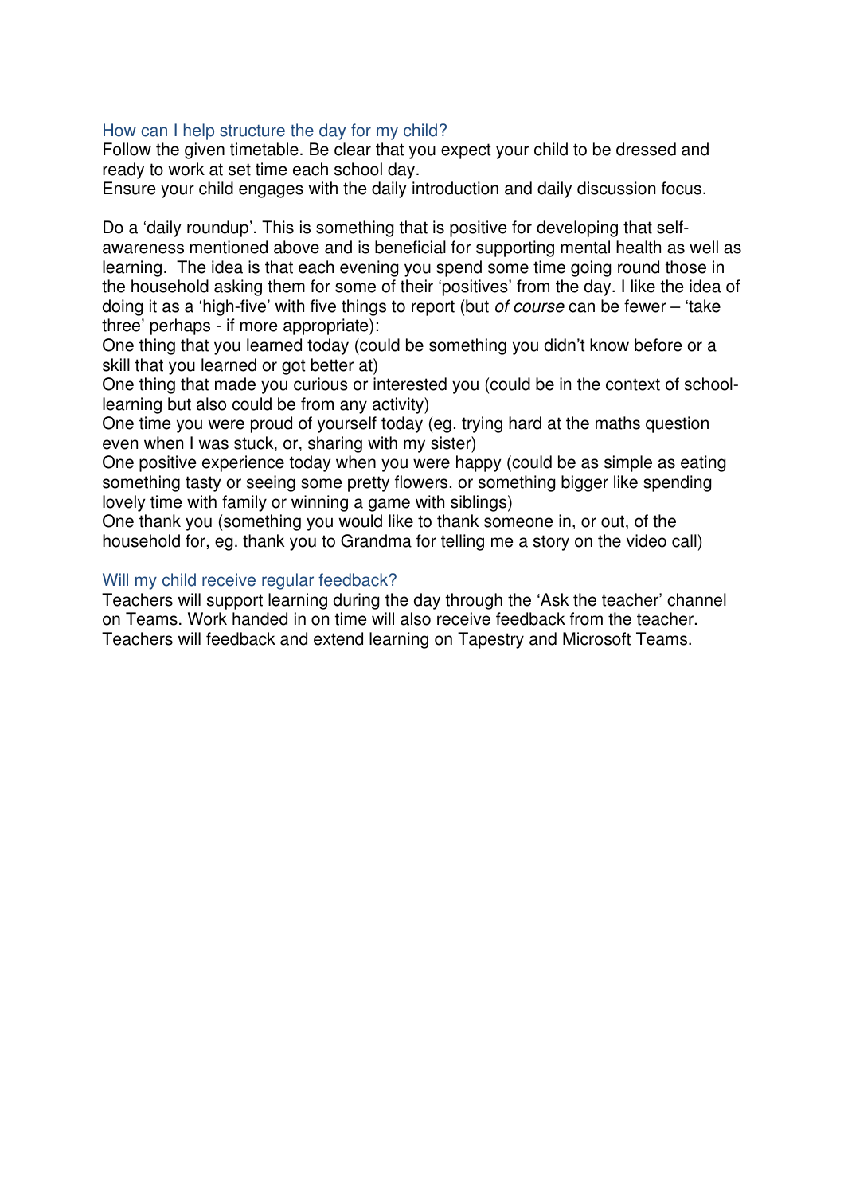### How can I help structure the day for my child?

Follow the given timetable. Be clear that you expect your child to be dressed and ready to work at set time each school day.
Ensure your child engages with the daily introduction and daily discussion focus.

Do a 'daily roundup'. This is something that is positive for developing that self-awareness mentioned above and is beneficial for supporting mental health as well as learning. The idea is that each evening you spend some time going round those in the household asking them for some of their 'positives' from the day. I like the idea of doing it as a 'high-five' with five things to report (but *of course* can be fewer – 'take three' perhaps - if more appropriate):

One thing that you learned today (could be something you didn't know before or a skill that you learned or got better at)
One thing that made you curious or interested you (could be in the context of school-learning but also could be from any activity)
One time you were proud of yourself today (eg. trying hard at the maths question even when I was stuck, or, sharing with my sister)
One positive experience today when you were happy (could be as simple as eating something tasty or seeing some pretty flowers, or something bigger like spending lovely time with family or winning a game with siblings)
One thank you (something you would like to thank someone in, or out, of the household for, eg. thank you to Grandma for telling me a story on the video call)

### Will my child receive regular feedback?

Teachers will support learning during the day through the 'Ask the teacher' channel on Teams. Work handed in on time will also receive feedback from the teacher.
Teachers will feedback and extend learning on Tapestry and Microsoft Teams.